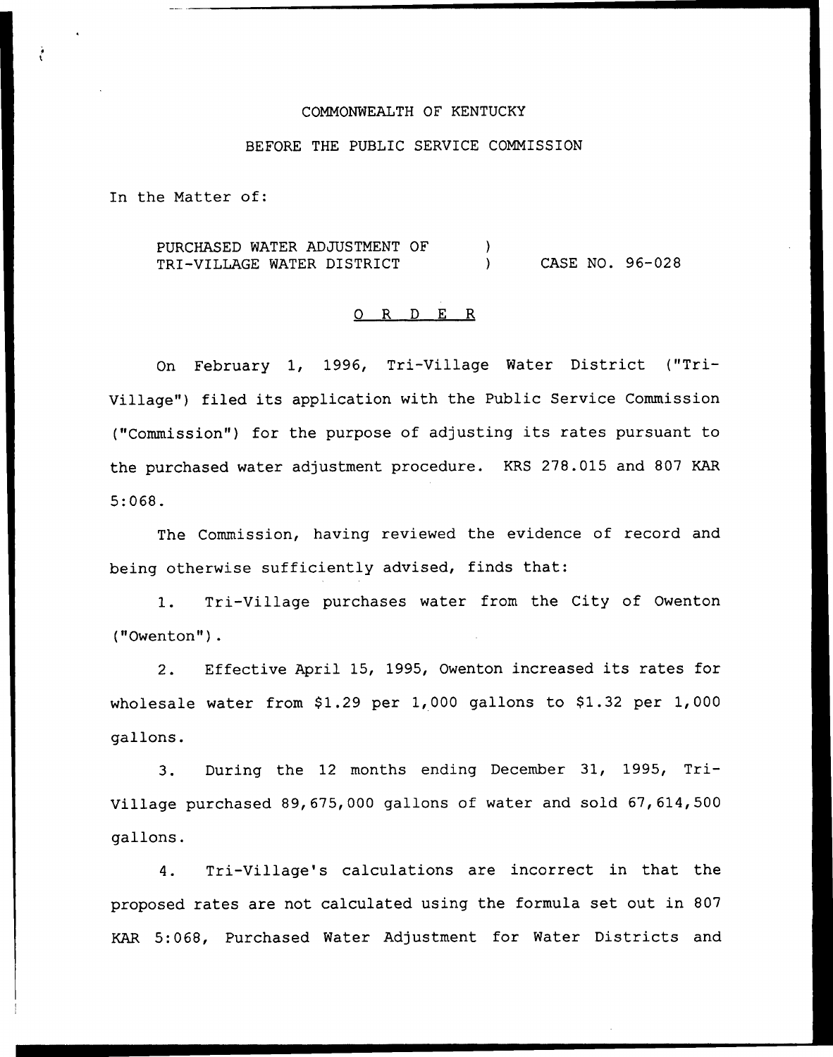COMMONWEALTH OF KENTUCKY

BEFORE THE PUBLIC SERVICE COMMISSION

In the Matter of:

PURCHASED WATER ADJUSTMENT OF TRI-VILLAGE WATER DISTRICT ) CASE NO. 96-028

O R D E R

On February 1, 1996, Tri-Village Water District ("Tri-Village") filed its application with the Public Service Commission ("Commission") for the purpose of adjusting its rates pursuant to the purchased water adjustment procedure. KRS 278.015 and 807 KAR 5:068.

The Commission, having reviewed the evidence of record and being otherwise sufficiently advised, finds that:

1. Tri-Village purchases water from the City of Owenton ("Owenton").

2. Effective April 15, 1995, Owenton increased its rates for wholesale water from $1.29 per 1,000 gallons to $1.32 per 1,000 gallons.

3. During the 12 months ending December 31, 1995, Tri-Village purchased 89,675,000 gallons of water and sold 67,614,500 gallons.

4. Tri-Village's calculations are incorrect in that the proposed rates are not calculated using the formula set out in 807 KAR 5:068, Purchased Water Adjustment for Water Districts and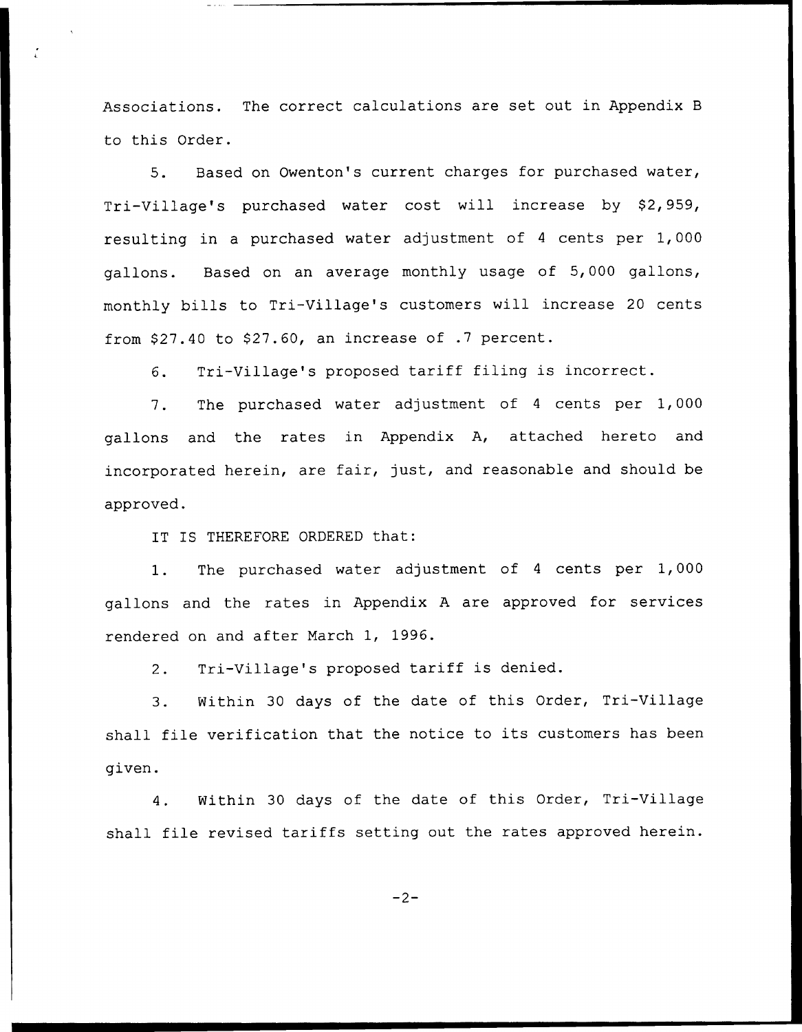Associations. The correct calculations are set out in Appendix B to this Order.

5. Based on Owenton's current charges for purchased water, Tri-Village's purchased water cost will increase by $2,959, resulting in a purchased water adjustment of 4 cents per 1,000 gallons. Based on an average monthly usage of 5,000 gallons, monthly bills to Tri-Village's customers will increase 20 cents from $27.40 to $27.60, an increase of .7 percent.

6. Tri-Village's proposed tariff filing is incorrect.

7. The purchased water adjustment of 4 cents per 1,000 gallons and the rates in Appendix A, attached hereto and incorporated herein, are fair, just, and reasonable and should be approved.

IT IS THEREFORE ORDERED that:

1. The purchased water adjustment of 4 cents per 1,000 gallons and the rates in Appendix A are approved for services rendered on and after March 1, 1996.

2. Tri-Village's proposed tariff is denied.

3. Within 30 days of the date of this Order, Tri-Village shall file verification that the notice to its customers has been given.

4. Within 30 days of the date of this Order, Tri-Village shall file revised tariffs setting out the rates approved herein.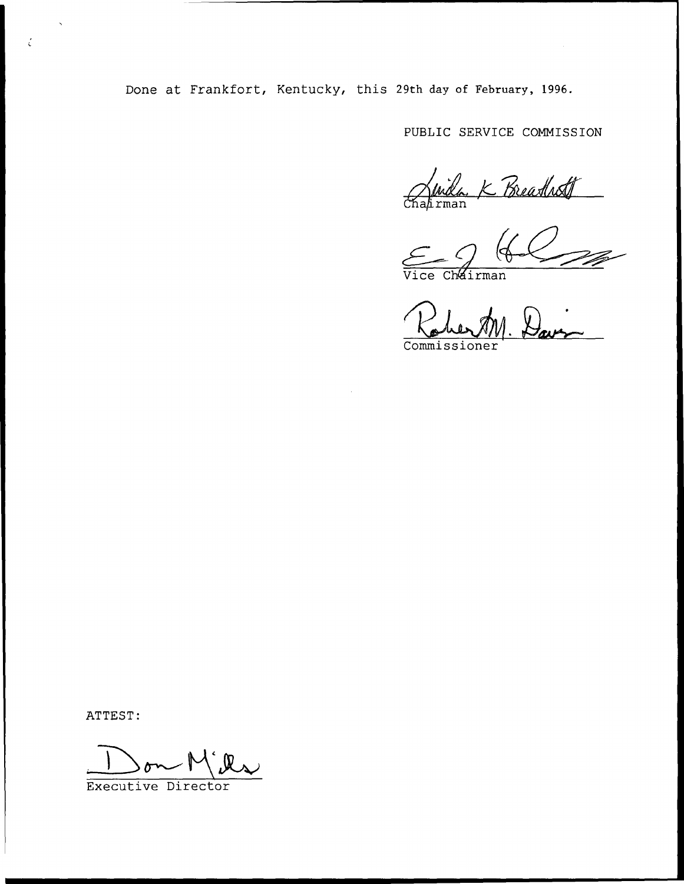Done at Frankfort, Kentucky, this 29th day of February, 1996.

PUBLIC SERVICE COMMISSION

Linda K. Breathitt
Chairman

Vice Chairman

Robert M. Davis
Commissioner

ATTEST:

Don Mills
Executive Director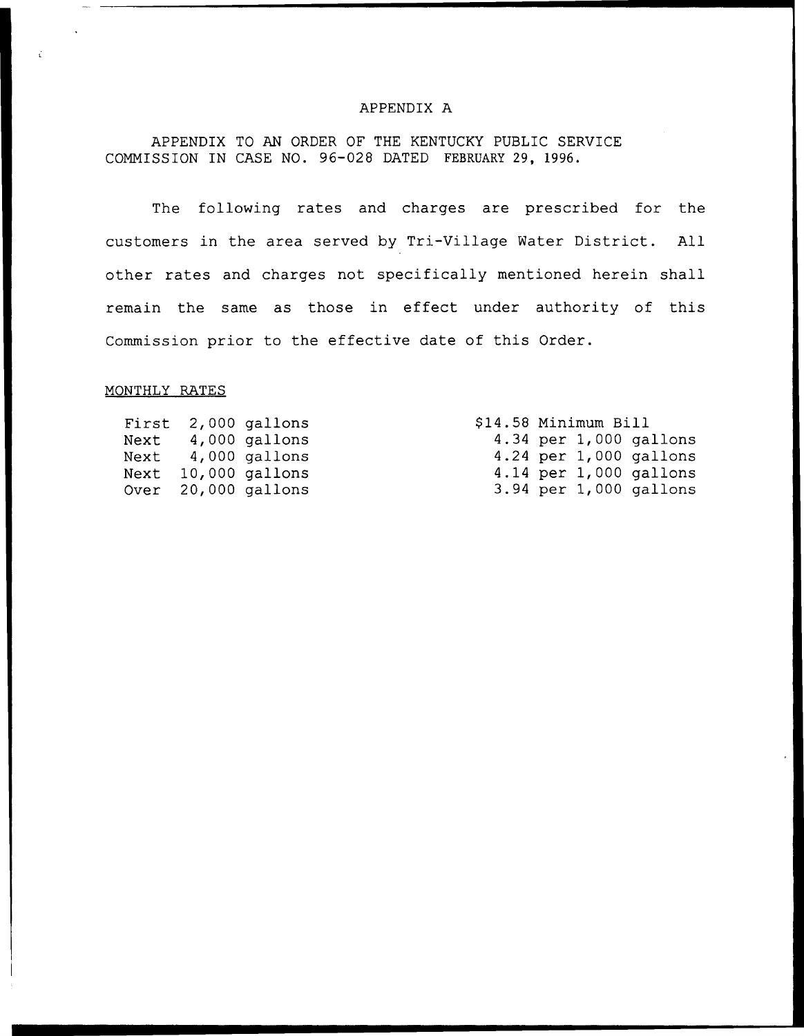# APPENDIX A

APPENDIX TO AN ORDER OF THE KENTUCKY PUBLIC SERVICE COMMISSION IN CASE NO. 96-028 DATED FEBRUARY 29, 1996.

The following rates and charges are prescribed for the customers in the area served by Tri-Village Water District. All other rates and charges not specifically mentioned herein shall remain the same as those in effect under authority of this Commission prior to the effective date of this Order.

MONTHLY RATES

| | |
|---|---|
| First 2,000 gallons | $14.58 Minimum Bill |
| Next 4,000 gallons | 4.34 per 1,000 gallons |
| Next 4,000 gallons | 4.24 per 1,000 gallons |
| Next 10,000 gallons | 4.14 per 1,000 gallons |
| Over 20,000 gallons | 3.94 per 1,000 gallons |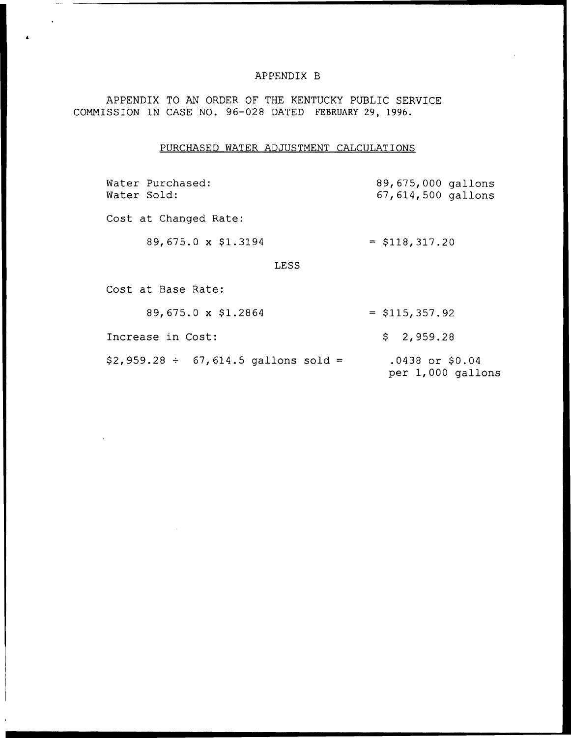# APPENDIX B

APPENDIX TO AN ORDER OF THE KENTUCKY PUBLIC SERVICE COMMISSION IN CASE NO. 96-028 DATED FEBRUARY 29, 1996.

## PURCHASED WATER ADJUSTMENT CALCULATIONS

| | |
|---|---|
| Water Purchased: | 89,675,000 gallons |
| Water Sold: | 67,614,500 gallons |
| Cost at Changed Rate: | |
| 89,675.0 x $1.3194 | = $118,317.20 |
| LESS | |
| Cost at Base Rate: | |
| 89,675.0 x $1.2864 | = $115,357.92 |
| Increase in Cost: | $ 2,959.28 |
| $2,959.28 ÷ 67,614.5 gallons sold = | .0438 or $0.04 per 1,000 gallons |